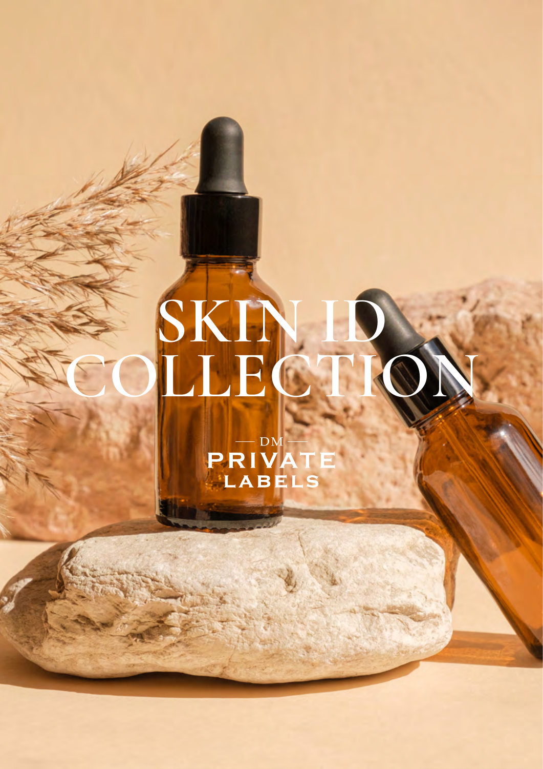# SKIN ID COLLECTION

DM

PRIVATE LABELS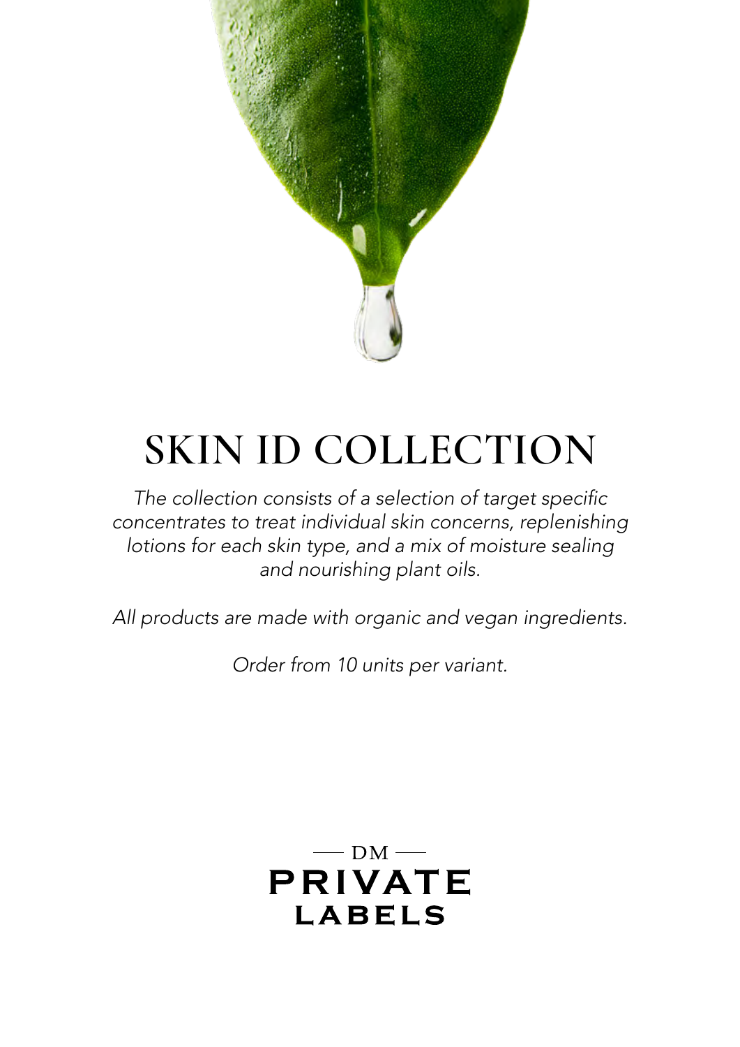# SKIN ID COLLECTION

*The collection consists of a selection of target specific concentrates to treat individual skin concerns, replenishing lotions for each skin type, and a mix of moisture sealing and nourishing plant oils.*

*All products are made with organic and vegan ingredients.*

*Order from 10 units per variant.*

DM PRIVATE LABELS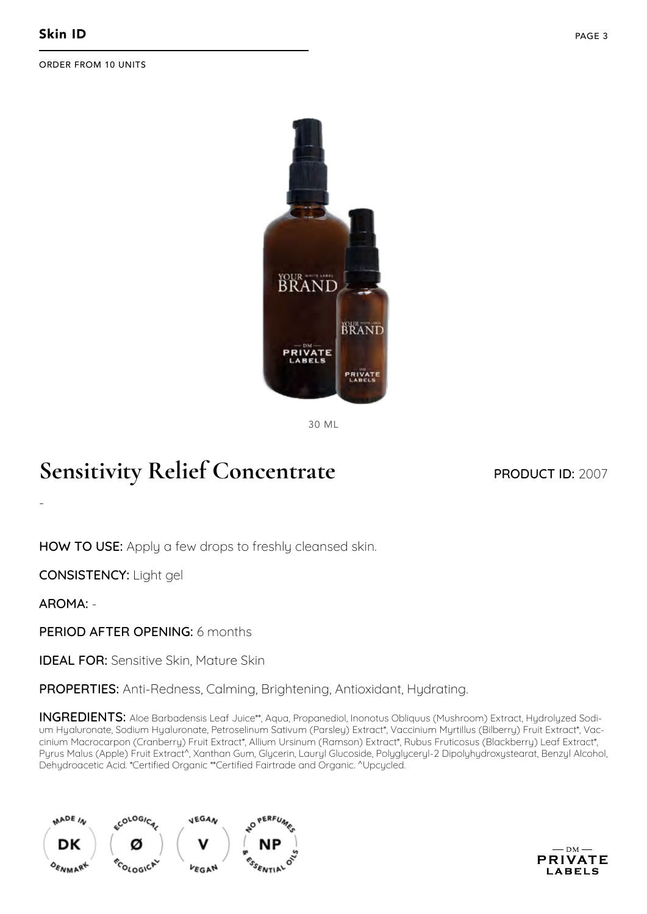**Skin ID**

ORDER FROM 10 UNITS

30 ML

# Sensitivity Relief Concentrate

**PRODUCT ID:** 2007

-

**HOW TO USE:** Apply a few drops to freshly cleansed skin.

**CONSISTENCY:** Light gel

**AROMA:** -

**PERIOD AFTER OPENING:** 6 months

**IDEAL FOR:** Sensitive Skin, Mature Skin

**PROPERTIES:** Anti-Redness, Calming, Brightening, Antioxidant, Hydrating.

**INGREDIENTS:** Aloe Barbadensis Leaf Juice**, Aqua, Propanediol, Inonotus Obliquus (Mushroom) Extract, Hydrolyzed Sodium Hyaluronate, Sodium Hyaluronate, Petroselinum Sativum (Parsley) Extract*, Vaccinium Myrtillus (Bilberry) Fruit Extract*, Vaccinium Macrocarpon (Cranberry) Fruit Extract*, Allium Ursinum (Ramson) Extract*, Rubus Fruticosus (Blackberry) Leaf Extract*, Pyrus Malus (Apple) Fruit Extract^, Xanthan Gum, Glycerin, Lauryl Glucoside, Polyglyceryl-2 Dipolyhydroxystearat, Benzyl Alcohol, Dehydroacetic Acid. *Certified Organic **Certified Fairtrade and Organic. ^Upcycled.

MADE IN DK DENMARK · ECOLOGICAL Ø ECOLOGICAL · VEGAN V VEGAN · NO PERFUMES NP & ESSENTIAL OILS

— DM — PRIVATE LABELS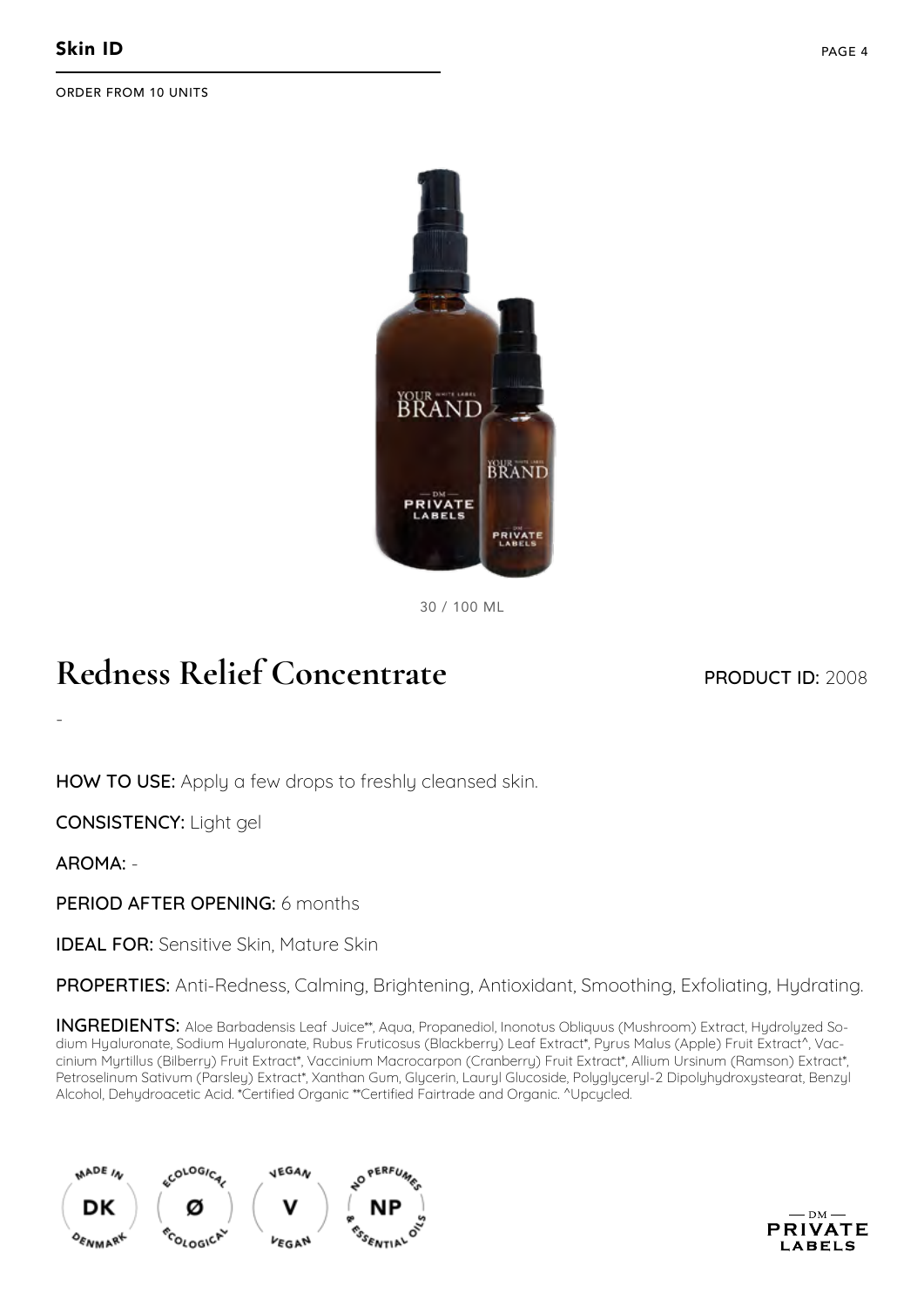ORDER FROM 10 UNITS

30 / 100 ML

# Redness Relief Concentrate

**PRODUCT ID:** 2008

-

**HOW TO USE:** Apply a few drops to freshly cleansed skin.

**CONSISTENCY:** Light gel

**AROMA:** -

**PERIOD AFTER OPENING:** 6 months

**IDEAL FOR:** Sensitive Skin, Mature Skin

**PROPERTIES:** Anti-Redness, Calming, Brightening, Antioxidant, Smoothing, Exfoliating, Hydrating.

**INGREDIENTS:** Aloe Barbadensis Leaf Juice**, Aqua, Propanediol, Inonotus Obliquus (Mushroom) Extract, Hydrolyzed Sodium Hyaluronate, Sodium Hyaluronate, Rubus Fruticosus (Blackberry) Leaf Extract*, Pyrus Malus (Apple) Fruit Extract^, Vaccinium Myrtillus (Bilberry) Fruit Extract*, Vaccinium Macrocarpon (Cranberry) Fruit Extract*, Allium Ursinum (Ramson) Extract*, Petroselinum Sativum (Parsley) Extract*, Xanthan Gum, Glycerin, Lauryl Glucoside, Polyglyceryl-2 Dipolyhydroxystearat, Benzyl Alcohol, Dehydroacetic Acid. *Certified Organic **Certified Fairtrade and Organic. ^Upcycled.

MADE IN DK DENMARK · ECOLOGICAL Ø ECOLOGICAL · VEGAN V VEGAN · NO PERFUMES NP & ESSENTIAL OILS

— DM — PRIVATE LABELS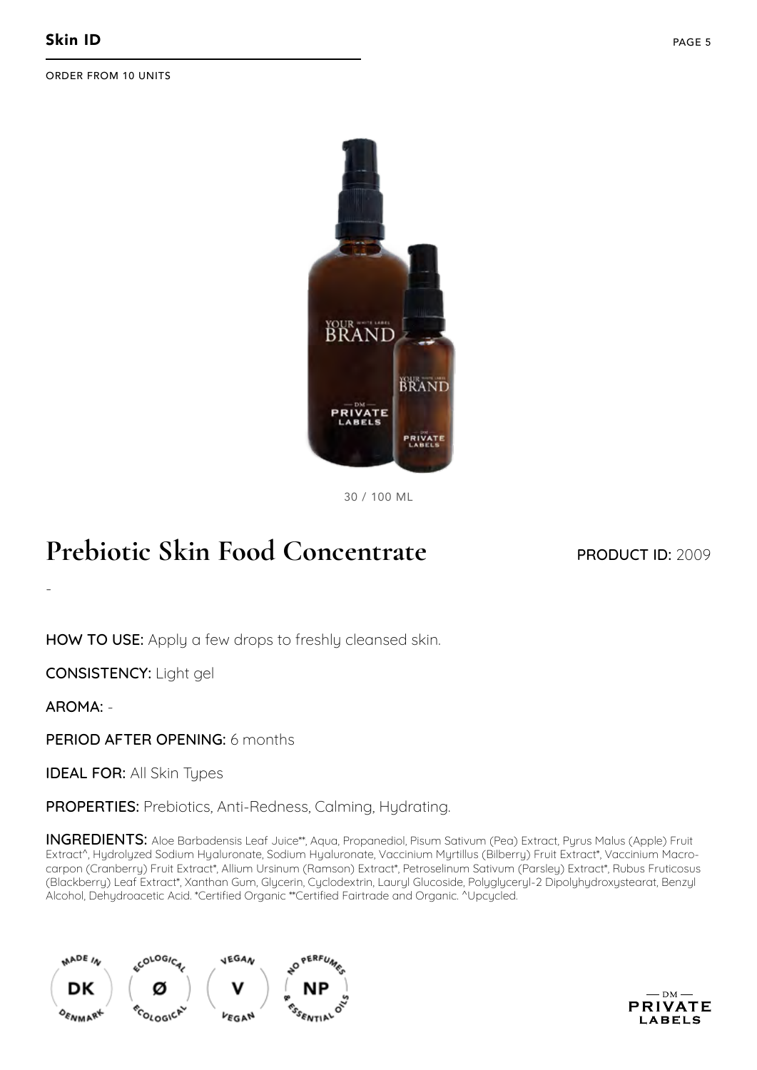**Skin ID**

ORDER FROM 10 UNITS

30 / 100 ML

# Prebiotic Skin Food Concentrate

**PRODUCT ID:** 2009

-

**HOW TO USE:** Apply a few drops to freshly cleansed skin.

**CONSISTENCY:** Light gel

**AROMA:** -

**PERIOD AFTER OPENING:** 6 months

**IDEAL FOR:** All Skin Types

**PROPERTIES:** Prebiotics, Anti-Redness, Calming, Hydrating.

**INGREDIENTS:** Aloe Barbadensis Leaf Juice**, Aqua, Propanediol, Pisum Sativum (Pea) Extract, Pyrus Malus (Apple) Fruit Extract^, Hydrolyzed Sodium Hyaluronate, Sodium Hyaluronate, Vaccinium Myrtillus (Bilberry) Fruit Extract*, Vaccinium Macrocarpon (Cranberry) Fruit Extract*, Allium Ursinum (Ramson) Extract*, Petroselinum Sativum (Parsley) Extract*, Rubus Fruticosus (Blackberry) Leaf Extract*, Xanthan Gum, Glycerin, Cyclodextrin, Lauryl Glucoside, Polyglyceryl-2 Dipolyhydroxystearat, Benzyl Alcohol, Dehydroacetic Acid. *Certified Organic **Certified Fairtrade and Organic. ^Upcycled.

MADE IN DK DENMARK · ECOLOGICAL Ø ECOLOGICAL · VEGAN V VEGAN · NO PERFUMES NP & ESSENTIAL OILS

— DM — PRIVATE LABELS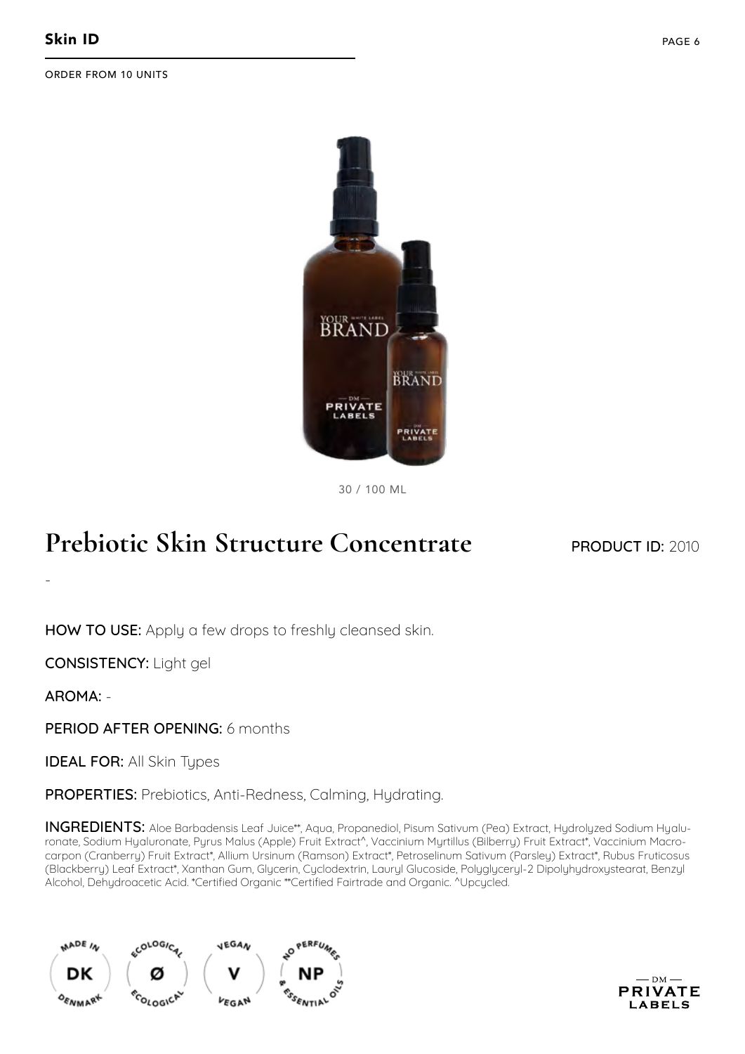**Skin ID**

ORDER FROM 10 UNITS

30 / 100 ML

# Prebiotic Skin Structure Concentrate

**PRODUCT ID:** 2010

-

**HOW TO USE:** Apply a few drops to freshly cleansed skin.

**CONSISTENCY:** Light gel

**AROMA:** -

**PERIOD AFTER OPENING:** 6 months

**IDEAL FOR:** All Skin Types

**PROPERTIES:** Prebiotics, Anti-Redness, Calming, Hydrating.

**INGREDIENTS:** Aloe Barbadensis Leaf Juice**, Aqua, Propanediol, Pisum Sativum (Pea) Extract, Hydrolyzed Sodium Hyaluronate, Sodium Hyaluronate, Pyrus Malus (Apple) Fruit Extract^, Vaccinium Myrtillus (Bilberry) Fruit Extract*, Vaccinium Macrocarpon (Cranberry) Fruit Extract*, Allium Ursinum (Ramson) Extract*, Petroselinum Sativum (Parsley) Extract*, Rubus Fruticosus (Blackberry) Leaf Extract*, Xanthan Gum, Glycerin, Cyclodextrin, Lauryl Glucoside, Polyglyceryl-2 Dipolyhydroxystearat, Benzyl Alcohol, Dehydroacetic Acid. *Certified Organic **Certified Fairtrade and Organic. ^Upcycled.

MADE IN DK DENMARK · ECOLOGICAL Ø ECOLOGICAL · VEGAN V VEGAN · NO PERFUMES NP & ESSENTIAL OILS

— DM — PRIVATE LABELS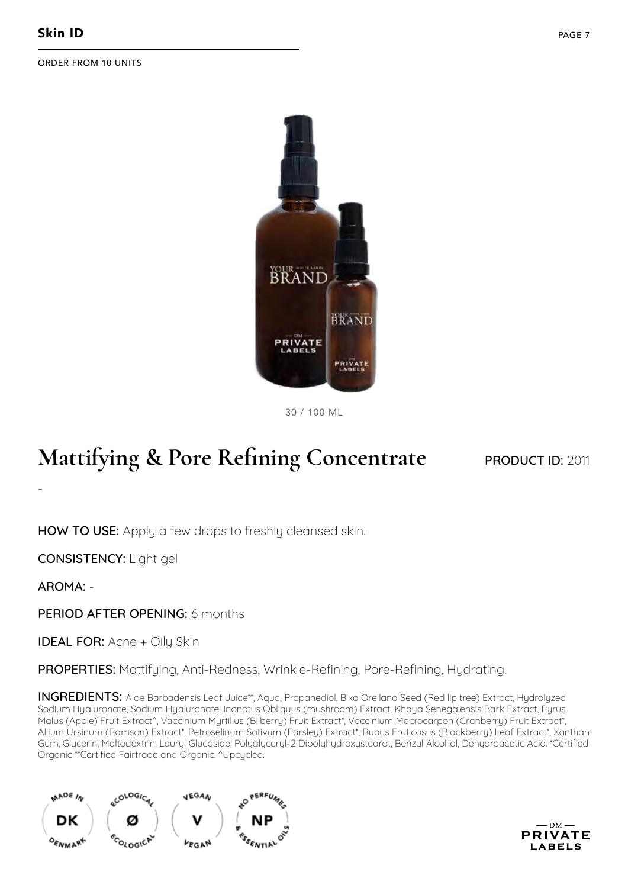## Skin ID

ORDER FROM 10 UNITS

30 / 100 ML

# Mattifying & Pore Refining Concentrate

**PRODUCT ID:** 2011

-

**HOW TO USE:** Apply a few drops to freshly cleansed skin.

**CONSISTENCY:** Light gel

**AROMA:** -

**PERIOD AFTER OPENING:** 6 months

**IDEAL FOR:** Acne + Oily Skin

**PROPERTIES:** Mattifying, Anti-Redness, Wrinkle-Refining, Pore-Refining, Hydrating.

**INGREDIENTS:** Aloe Barbadensis Leaf Juice**, Aqua, Propanediol, Bixa Orellana Seed (Red lip tree) Extract, Hydrolyzed Sodium Hyaluronate, Sodium Hyaluronate, Inonotus Obliquus (mushroom) Extract, Khaya Senegalensis Bark Extract, Pyrus Malus (Apple) Fruit Extract^, Vaccinium Myrtillus (Bilberry) Fruit Extract*, Vaccinium Macrocarpon (Cranberry) Fruit Extract*, Allium Ursinum (Ramson) Extract*, Petroselinum Sativum (Parsley) Extract*, Rubus Fruticosus (Blackberry) Leaf Extract*, Xanthan Gum, Glycerin, Maltodextrin, Lauryl Glucoside, Polyglyceryl-2 Dipolyhydroxystearat, Benzyl Alcohol, Dehydroacetic Acid. *Certified Organic **Certified Fairtrade and Organic. ^Upcycled.

MADE IN DK DENMARK | ECOLOGICAL Ø ECOLOGICAL | VEGAN V VEGAN | NO PERFUMES NP & ESSENTIAL OILS

— DM — PRIVATE LABELS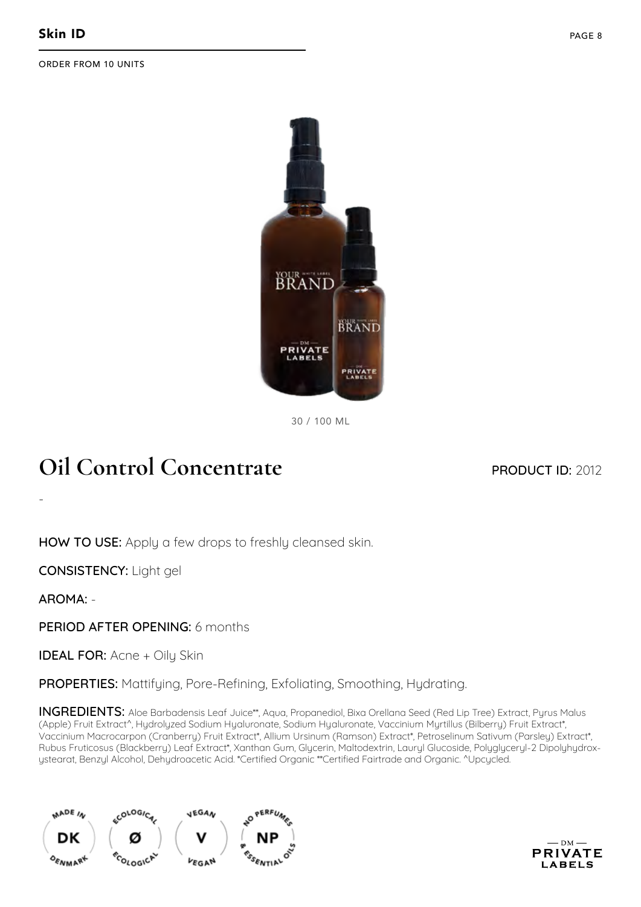**Skin ID**

ORDER FROM 10 UNITS

30 / 100 ML

# Oil Control Concentrate

**PRODUCT ID:** 2012

-

**HOW TO USE:** Apply a few drops to freshly cleansed skin.

**CONSISTENCY:** Light gel

**AROMA:** -

**PERIOD AFTER OPENING:** 6 months

**IDEAL FOR:** Acne + Oily Skin

**PROPERTIES:** Mattifying, Pore-Refining, Exfoliating, Smoothing, Hydrating.

**INGREDIENTS:** Aloe Barbadensis Leaf Juice**, Aqua, Propanediol, Bixa Orellana Seed (Red Lip Tree) Extract, Pyrus Malus (Apple) Fruit Extract^, Hydrolyzed Sodium Hyaluronate, Sodium Hyaluronate, Vaccinium Myrtillus (Bilberry) Fruit Extract*, Vaccinium Macrocarpon (Cranberry) Fruit Extract*, Allium Ursinum (Ramson) Extract*, Petroselinum Sativum (Parsley) Extract*, Rubus Fruticosus (Blackberry) Leaf Extract*, Xanthan Gum, Glycerin, Maltodextrin, Lauryl Glucoside, Polyglyceryl-2 Dipolyhydroxystearat, Benzyl Alcohol, Dehydroacetic Acid. *Certified Organic **Certified Fairtrade and Organic. ^Upcycled.

MADE IN DK DENMARK · ECOLOGICAL Ø ECOLOGICAL · VEGAN V VEGAN · NO PERFUMES NP & ESSENTIAL OILS

DM PRIVATE LABELS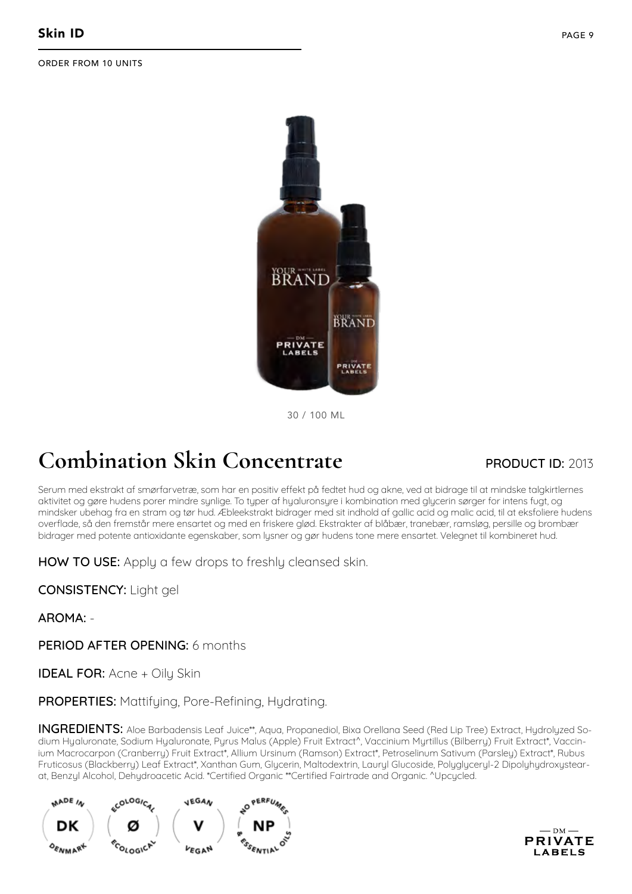## Skin ID

ORDER FROM 10 UNITS

30 / 100 ML

# Combination Skin Concentrate

**PRODUCT ID:** 2013

Serum med ekstrakt af smørfarvetræ, som har en positiv effekt på fedtet hud og akne, ved at bidrage til at mindske talgkirtlernes aktivitet og gøre hudens porer mindre synlige. To typer af hyaluronsyre i kombination med glycerin sørger for intens fugt, og mindsker ubehag fra en stram og tør hud. Æbleekstrakt bidrager med sit indhold af gallic acid og malic acid, til at eksfoliere hudens overflade, så den fremstår mere ensartet og med en friskere glød. Ekstrakter af blåbær, tranebær, ramsløg, persille og brombær bidrager med potente antioxidante egenskaber, som lysner og gør hudens tone mere ensartet. Velegnet til kombineret hud.

**HOW TO USE:** Apply a few drops to freshly cleansed skin.

**CONSISTENCY:** Light gel

**AROMA:** -

**PERIOD AFTER OPENING:** 6 months

**IDEAL FOR:** Acne + Oily Skin

**PROPERTIES:** Mattifying, Pore-Refining, Hydrating.

**INGREDIENTS:** Aloe Barbadensis Leaf Juice**, Aqua, Propanediol, Bixa Orellana Seed (Red Lip Tree) Extract, Hydrolyzed Sodium Hyaluronate, Sodium Hyaluronate, Pyrus Malus (Apple) Fruit Extract^, Vaccinium Myrtillus (Bilberry) Fruit Extract*, Vaccinium Macrocarpon (Cranberry) Fruit Extract*, Allium Ursinum (Ramson) Extract*, Petroselinum Sativum (Parsley) Extract*, Rubus Fruticosus (Blackberry) Leaf Extract*, Xanthan Gum, Glycerin, Maltodextrin, Lauryl Glucoside, Polyglyceryl-2 Dipolyhydroxystearat, Benzyl Alcohol, Dehydroacetic Acid. *Certified Organic **Certified Fairtrade and Organic. ^Upcycled.

MADE IN DK DENMARK · ECOLOGICAL Ø ECOLOGICAL · VEGAN V VEGAN · NO PERFUMES NP & ESSENTIAL OILS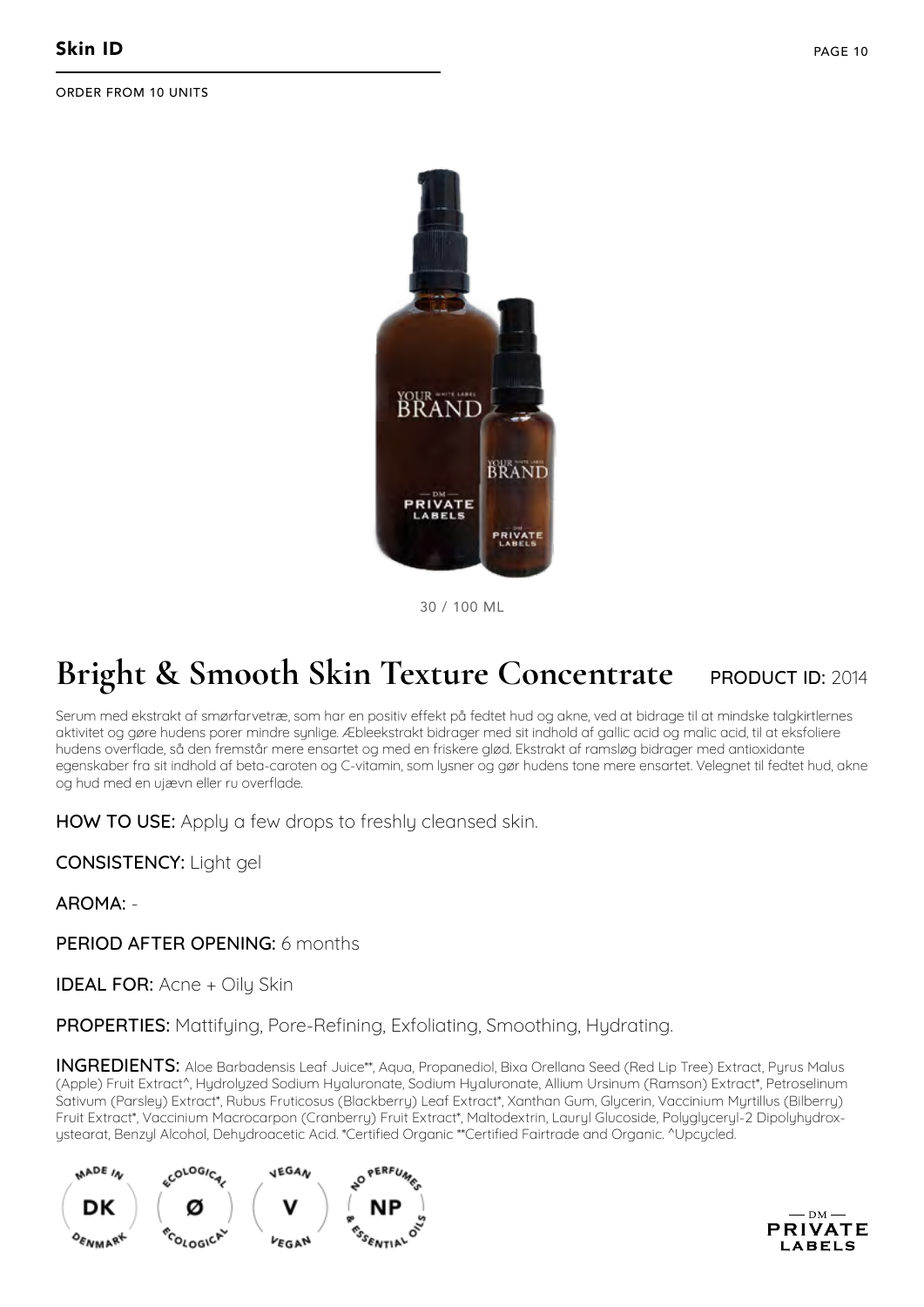## Skin ID

ORDER FROM 10 UNITS

30 / 100 ML

# Bright & Smooth Skin Texture Concentrate

**PRODUCT ID:** 2014

Serum med ekstrakt af smørfarvetræ, som har en positiv effekt på fedtet hud og akne, ved at bidrage til at mindske talgkirtlernes aktivitet og gøre hudens porer mindre synlige. Æbleekstrakt bidrager med sit indhold af gallic acid og malic acid, til at eksfoliere hudens overflade, så den fremstår mere ensartet og med en friskere glød. Ekstrakt af ramsløg bidrager med antioxidante egenskaber fra sit indhold af beta-caroten og C-vitamin, som lysner og gør hudens tone mere ensartet. Velegnet til fedtet hud, akne og hud med en ujævn eller ru overflade.

**HOW TO USE:** Apply a few drops to freshly cleansed skin.

**CONSISTENCY:** Light gel

**AROMA:** -

**PERIOD AFTER OPENING:** 6 months

**IDEAL FOR:** Acne + Oily Skin

**PROPERTIES:** Mattifying, Pore-Refining, Exfoliating, Smoothing, Hydrating.

**INGREDIENTS:** Aloe Barbadensis Leaf Juice**, Aqua, Propanediol, Bixa Orellana Seed (Red Lip Tree) Extract, Pyrus Malus (Apple) Fruit Extract^, Hydrolyzed Sodium Hyaluronate, Sodium Hyaluronate, Allium Ursinum (Ramson) Extract*, Petroselinum Sativum (Parsley) Extract*, Rubus Fruticosus (Blackberry) Leaf Extract*, Xanthan Gum, Glycerin, Vaccinium Myrtillus (Bilberry) Fruit Extract*, Vaccinium Macrocarpon (Cranberry) Fruit Extract*, Maltodextrin, Lauryl Glucoside, Polyglyceryl-2 Dipolyhydroxystearat, Benzyl Alcohol, Dehydroacetic Acid. *Certified Organic **Certified Fairtrade and Organic. ^Upcycled.

MADE IN DK DENMARK · ECOLOGICAL Ø ECOLOGICAL · VEGAN V VEGAN · NO PERFUMES NP & ESSENTIAL OILS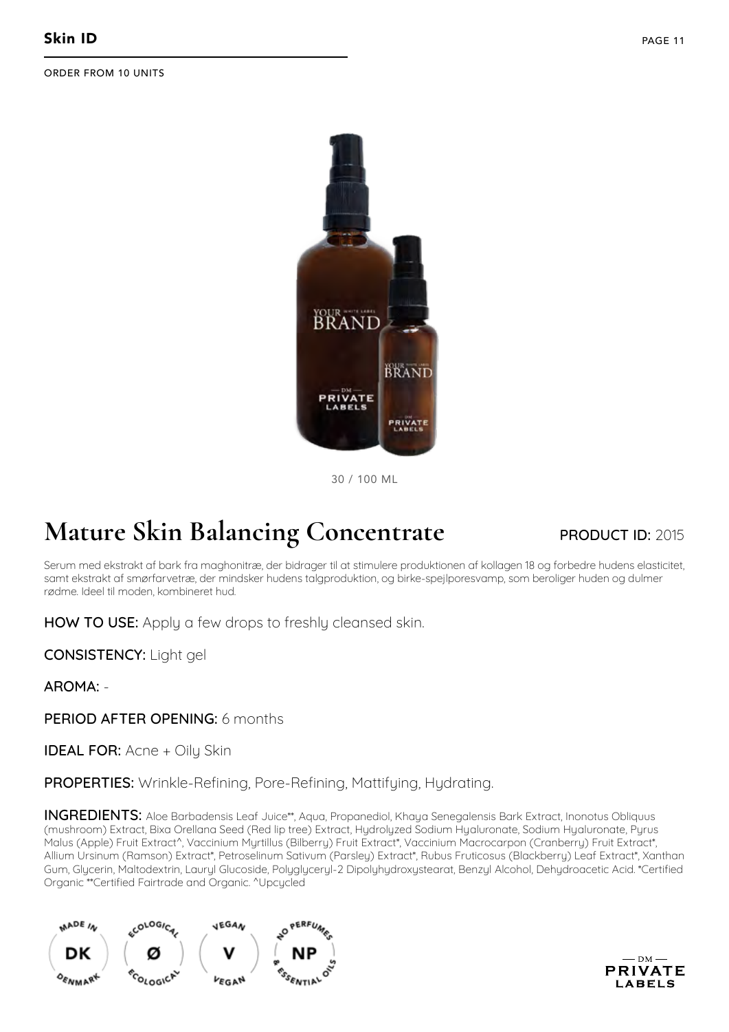## Skin ID

ORDER FROM 10 UNITS

30 / 100 ML

# Mature Skin Balancing Concentrate

**PRODUCT ID:** 2015

Serum med ekstrakt af bark fra maghonitræ, der bidrager til at stimulere produktionen af kollagen 18 og forbedre hudens elasticitet, samt ekstrakt af smørfarvetræ, der mindsker hudens talgproduktion, og birke-spejlporesvamp, som beroliger huden og dulmer rødme. Ideel til moden, kombineret hud.

**HOW TO USE:** Apply a few drops to freshly cleansed skin.

**CONSISTENCY:** Light gel

**AROMA:** -

**PERIOD AFTER OPENING:** 6 months

**IDEAL FOR:** Acne + Oily Skin

**PROPERTIES:** Wrinkle-Refining, Pore-Refining, Mattifying, Hydrating.

**INGREDIENTS:** Aloe Barbadensis Leaf Juice**, Aqua, Propanediol, Khaya Senegalensis Bark Extract, Inonotus Obliquus (mushroom) Extract, Bixa Orellana Seed (Red lip tree) Extract, Hydrolyzed Sodium Hyaluronate, Sodium Hyaluronate, Pyrus Malus (Apple) Fruit Extract^, Vaccinium Myrtillus (Bilberry) Fruit Extract*, Vaccinium Macrocarpon (Cranberry) Fruit Extract*, Allium Ursinum (Ramson) Extract*, Petroselinum Sativum (Parsley) Extract*, Rubus Fruticosus (Blackberry) Leaf Extract*, Xanthan Gum, Glycerin, Maltodextrin, Lauryl Glucoside, Polyglyceryl-2 Dipolyhydroxystearat, Benzyl Alcohol, Dehydroacetic Acid. *Certified Organic **Certified Fairtrade and Organic. ^Upcycled

MADE IN DK DENMARK · ECOLOGICAL Ø ECOLOGICAL · VEGAN V VEGAN · NO PERFUMES NP & ESSENTIAL OILS

— DM — PRIVATE LABELS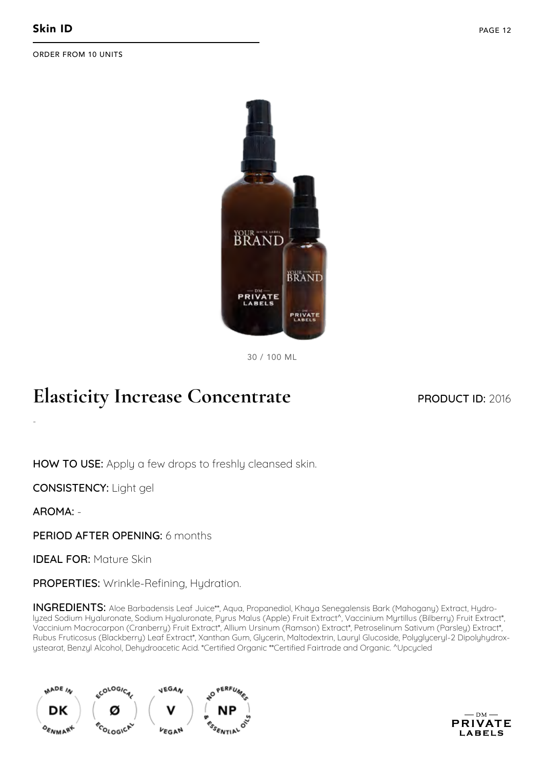**Skin ID**

ORDER FROM 10 UNITS

30 / 100 ML

# Elasticity Increase Concentrate

**PRODUCT ID:** 2016

-

**HOW TO USE:** Apply a few drops to freshly cleansed skin.

**CONSISTENCY:** Light gel

**AROMA:** -

**PERIOD AFTER OPENING:** 6 months

**IDEAL FOR:** Mature Skin

**PROPERTIES:** Wrinkle-Refining, Hydration.

**INGREDIENTS:** Aloe Barbadensis Leaf Juice**, Aqua, Propanediol, Khaya Senegalensis Bark (Mahogany) Extract, Hydrolyzed Sodium Hyaluronate, Sodium Hyaluronate, Pyrus Malus (Apple) Fruit Extract^, Vaccinium Myrtillus (Bilberry) Fruit Extract*, Vaccinium Macrocarpon (Cranberry) Fruit Extract*, Allium Ursinum (Ramson) Extract*, Petroselinum Sativum (Parsley) Extract*, Rubus Fruticosus (Blackberry) Leaf Extract*, Xanthan Gum, Glycerin, Maltodextrin, Lauryl Glucoside, Polyglyceryl-2 Dipolyhydroxystearat, Benzyl Alcohol, Dehydroacetic Acid. *Certified Organic **Certified Fairtrade and Organic. ^Upcycled

MADE IN DK DENMARK · ECOLOGICAL Ø ECOLOGICAL · VEGAN V VEGAN · NO PERFUMES NP & ESSENTIAL OILS

— DM — PRIVATE LABELS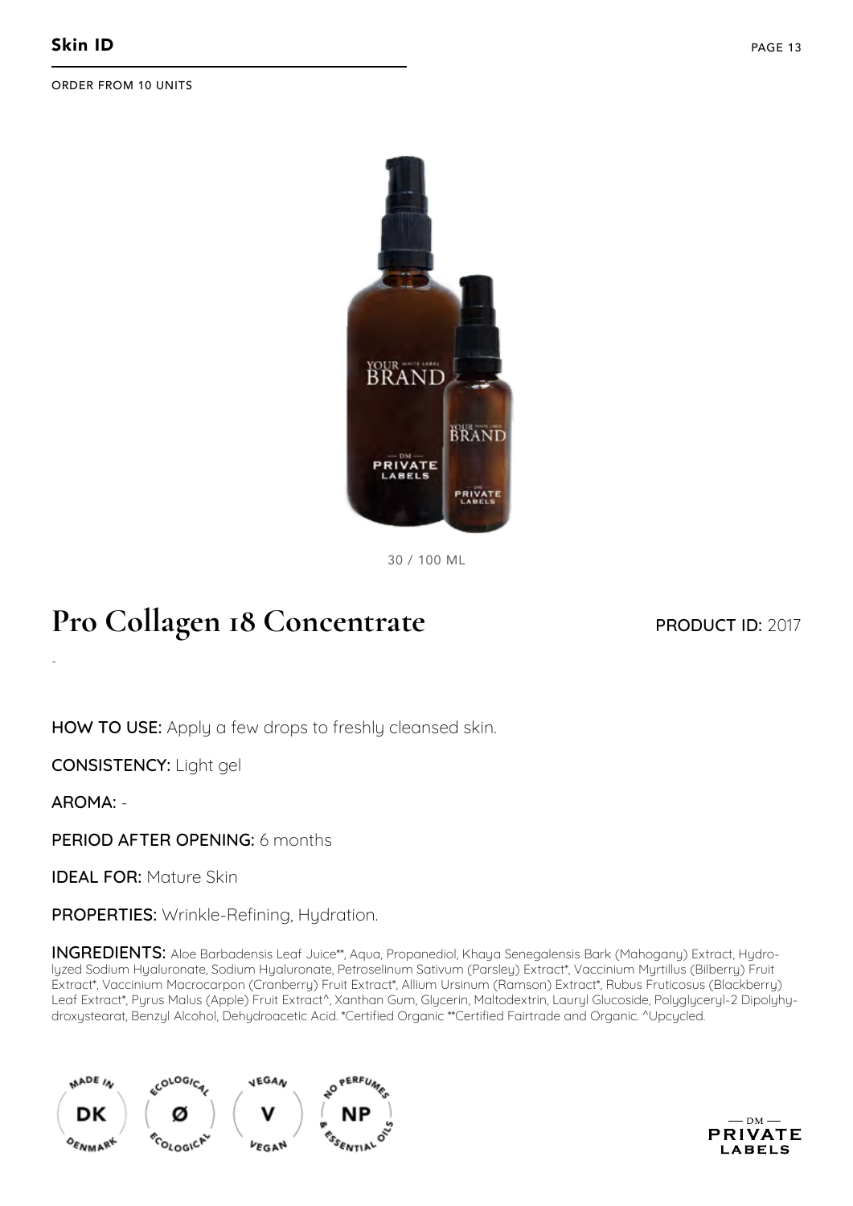## Skin ID

ORDER FROM 10 UNITS

30 / 100 ML

# Pro Collagen 18 Concentrate

**PRODUCT ID:** 2017

-

**HOW TO USE:** Apply a few drops to freshly cleansed skin.

**CONSISTENCY:** Light gel

**AROMA:** -

**PERIOD AFTER OPENING:** 6 months

**IDEAL FOR:** Mature Skin

**PROPERTIES:** Wrinkle-Refining, Hydration.

**INGREDIENTS:** Aloe Barbadensis Leaf Juice**, Aqua, Propanediol, Khaya Senegalensis Bark (Mahogany) Extract, Hydrolyzed Sodium Hyaluronate, Sodium Hyaluronate, Petroselinum Sativum (Parsley) Extract*, Vaccinium Myrtillus (Bilberry) Fruit Extract*, Vaccinium Macrocarpon (Cranberry) Fruit Extract*, Allium Ursinum (Ramson) Extract*, Rubus Fruticosus (Blackberry) Leaf Extract*, Pyrus Malus (Apple) Fruit Extract^, Xanthan Gum, Glycerin, Maltodextrin, Lauryl Glucoside, Polyglyceryl-2 Dipolyhydroxystearat, Benzyl Alcohol, Dehydroacetic Acid. *Certified Organic **Certified Fairtrade and Organic. ^Upcycled.

MADE IN DK DENMARK · ECOLOGICAL Ø ECOLOGICAL · VEGAN V VEGAN · NO PERFUMES NP & ESSENTIAL OILS

DM PRIVATE LABELS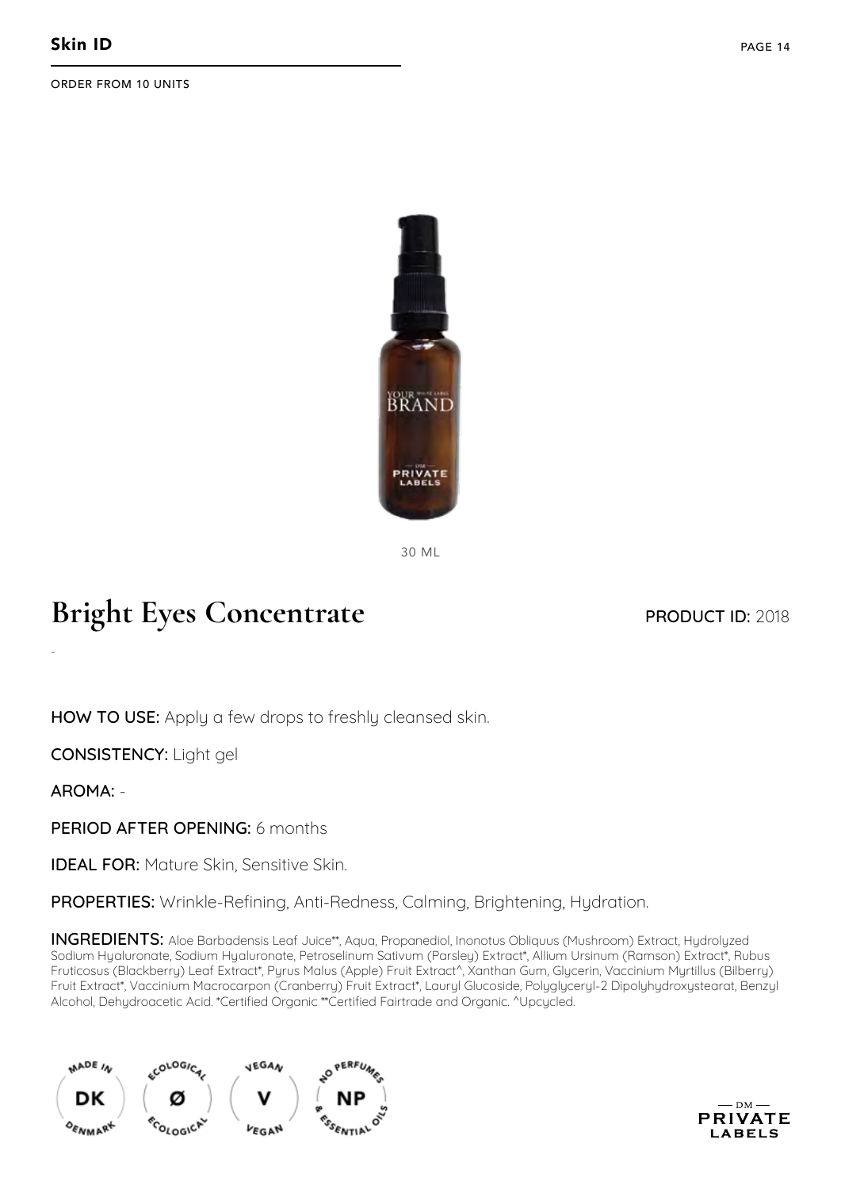**Skin ID**

ORDER FROM 10 UNITS

30 ML

# Bright Eyes Concentrate

**PRODUCT ID:** 2018

-

**HOW TO USE:** Apply a few drops to freshly cleansed skin.

**CONSISTENCY:** Light gel

**AROMA:** -

**PERIOD AFTER OPENING:** 6 months

**IDEAL FOR:** Mature Skin, Sensitive Skin.

**PROPERTIES:** Wrinkle-Refining, Anti-Redness, Calming, Brightening, Hydration.

**INGREDIENTS:** Aloe Barbadensis Leaf Juice**, Aqua, Propanediol, Inonotus Obliquus (Mushroom) Extract, Hydrolyzed Sodium Hyaluronate, Sodium Hyaluronate, Petroselinum Sativum (Parsley) Extract*, Allium Ursinum (Ramson) Extract*, Rubus Fruticosus (Blackberry) Leaf Extract*, Pyrus Malus (Apple) Fruit Extract^, Xanthan Gum, Glycerin, Vaccinium Myrtillus (Bilberry) Fruit Extract*, Vaccinium Macrocarpon (Cranberry) Fruit Extract*, Lauryl Glucoside, Polyglyceryl-2 Dipolyhydroxystearat, Benzyl Alcohol, Dehydroacetic Acid. *Certified Organic **Certified Fairtrade and Organic. ^Upcycled.

MADE IN DK DENMARK · ECOLOGICAL Ø ECOLOGICAL · VEGAN V VEGAN · NO PERFUMES NP & ESSENTIAL OILS

DM PRIVATE LABELS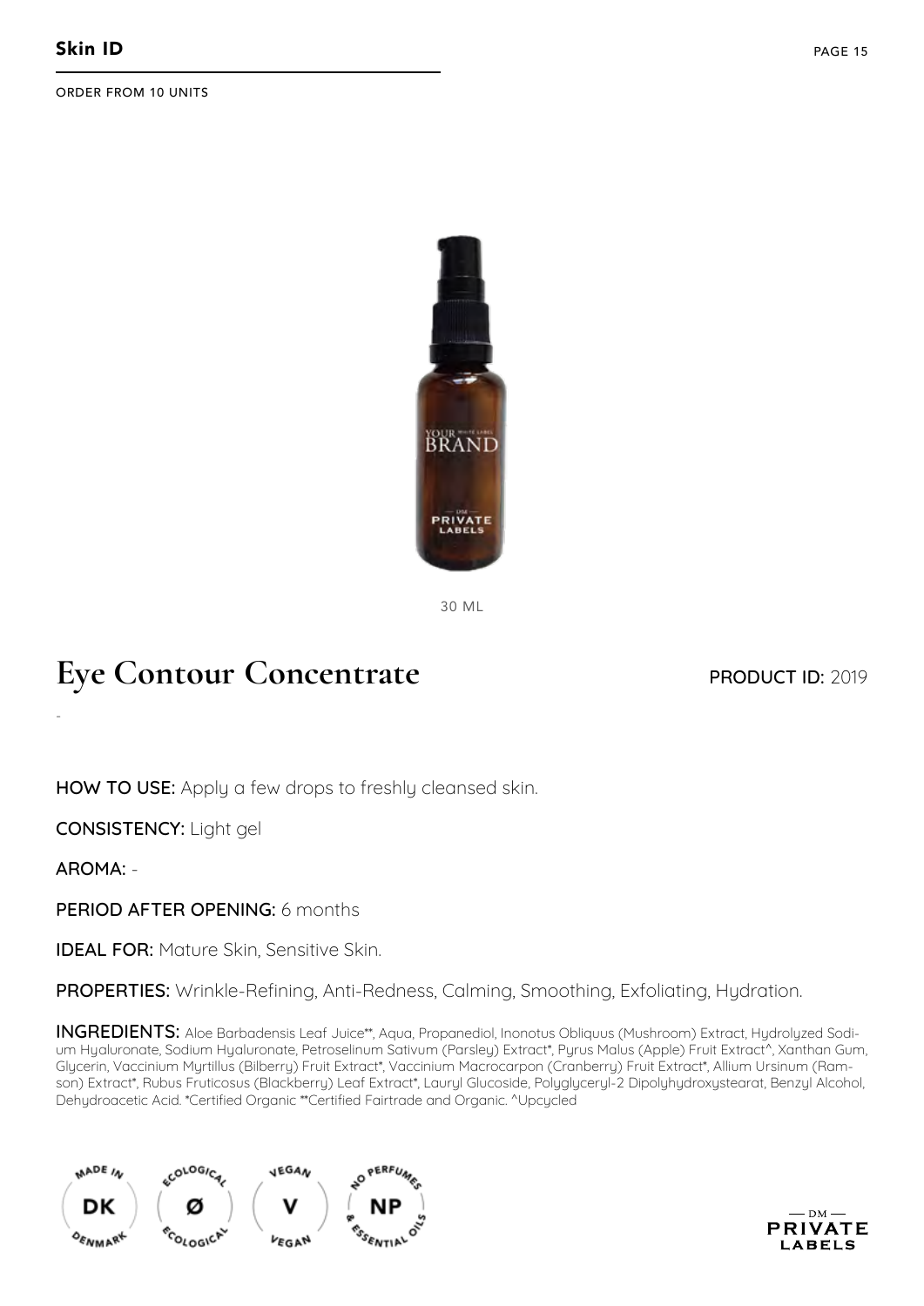ORDER FROM 10 UNITS

30 ML

# Eye Contour Concentrate

**PRODUCT ID:** 2019

-

**HOW TO USE:** Apply a few drops to freshly cleansed skin.

**CONSISTENCY:** Light gel

**AROMA:** -

**PERIOD AFTER OPENING:** 6 months

**IDEAL FOR:** Mature Skin, Sensitive Skin.

**PROPERTIES:** Wrinkle-Refining, Anti-Redness, Calming, Smoothing, Exfoliating, Hydration.

**INGREDIENTS:** Aloe Barbadensis Leaf Juice**, Aqua, Propanediol, Inonotus Obliquus (Mushroom) Extract, Hydrolyzed Sodium Hyaluronate, Sodium Hyaluronate, Petroselinum Sativum (Parsley) Extract*, Pyrus Malus (Apple) Fruit Extract^, Xanthan Gum, Glycerin, Vaccinium Myrtillus (Bilberry) Fruit Extract*, Vaccinium Macrocarpon (Cranberry) Fruit Extract*, Allium Ursinum (Ramson) Extract*, Rubus Fruticosus (Blackberry) Leaf Extract*, Lauryl Glucoside, Polyglyceryl-2 Dipolyhydroxystearat, Benzyl Alcohol, Dehydroacetic Acid. *Certified Organic **Certified Fairtrade and Organic. ^Upcycled

MADE IN DK DENMARK · ECOLOGICAL Ø ECOLOGICAL · VEGAN V VEGAN · NO PERFUMES NP & ESSENTIAL OILS

— DM — PRIVATE LABELS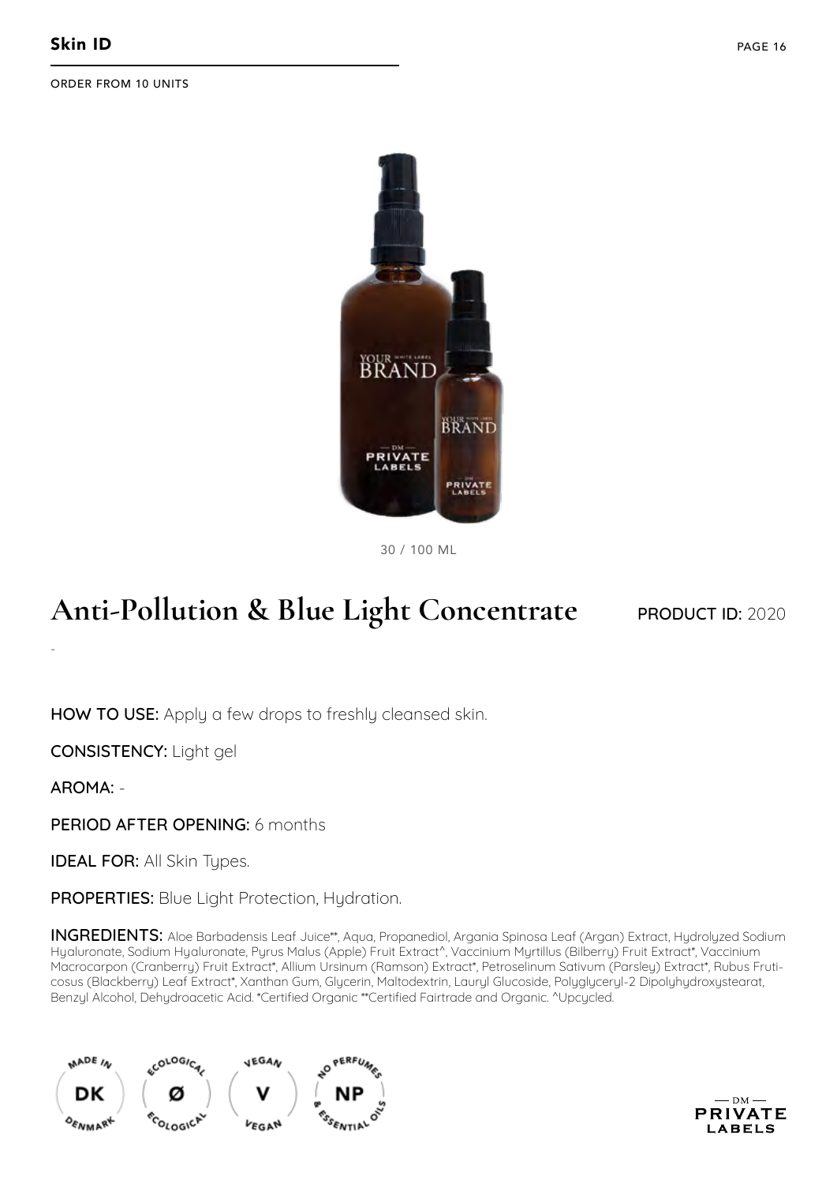ORDER FROM 10 UNITS

30 / 100 ML

# Anti-Pollution & Blue Light Concentrate

**PRODUCT ID:** 2020

-

**HOW TO USE:** Apply a few drops to freshly cleansed skin.

**CONSISTENCY:** Light gel

**AROMA:** -

**PERIOD AFTER OPENING:** 6 months

**IDEAL FOR:** All Skin Types.

**PROPERTIES:** Blue Light Protection, Hydration.

**INGREDIENTS:** Aloe Barbadensis Leaf Juice**, Aqua, Propanediol, Argania Spinosa Leaf (Argan) Extract, Hydrolyzed Sodium Hyaluronate, Sodium Hyaluronate, Pyrus Malus (Apple) Fruit Extract^, Vaccinium Myrtillus (Bilberry) Fruit Extract*, Vaccinium Macrocarpon (Cranberry) Fruit Extract*, Allium Ursinum (Ramson) Extract*, Petroselinum Sativum (Parsley) Extract*, Rubus Fruticosus (Blackberry) Leaf Extract*, Xanthan Gum, Glycerin, Maltodextrin, Lauryl Glucoside, Polyglyceryl-2 Dipolyhydroxystearat, Benzyl Alcohol, Dehydroacetic Acid. *Certified Organic **Certified Fairtrade and Organic. ^Upcycled.

MADE IN DK DENMARK · ECOLOGICAL Ø ECOLOGICAL · VEGAN V VEGAN · NO PERFUMES NP & ESSENTIAL OILS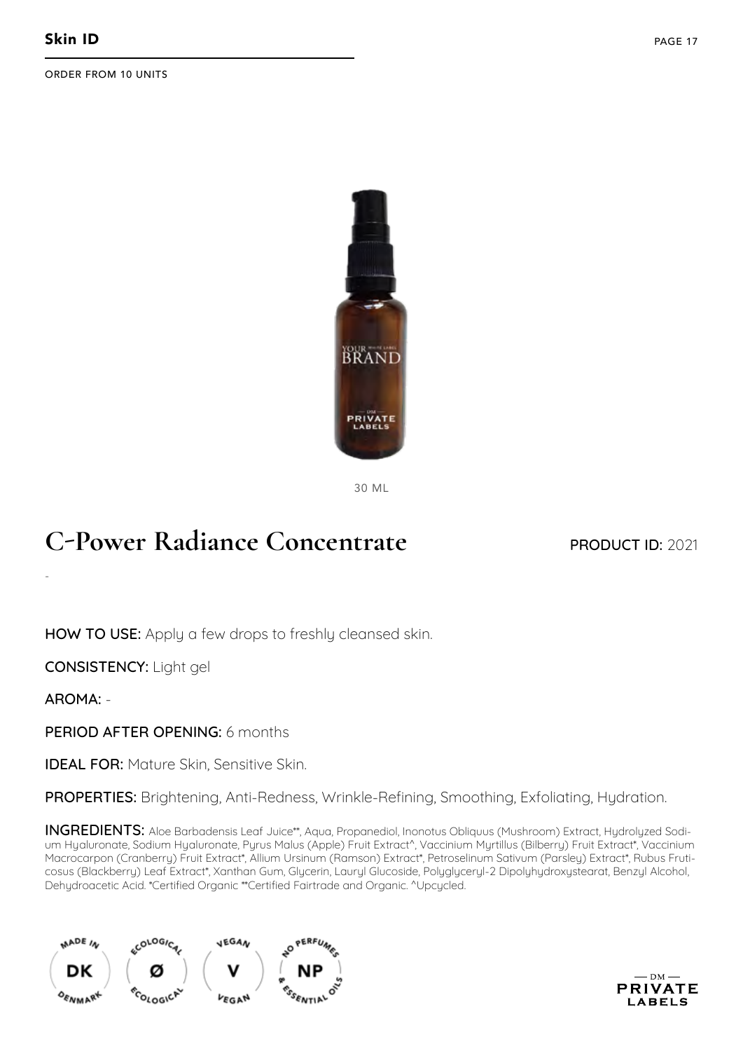ORDER FROM 10 UNITS

30 ML

# C-Power Radiance Concentrate

**PRODUCT ID:** 2021

-

**HOW TO USE:** Apply a few drops to freshly cleansed skin.

**CONSISTENCY:** Light gel

**AROMA:** -

**PERIOD AFTER OPENING:** 6 months

**IDEAL FOR:** Mature Skin, Sensitive Skin.

**PROPERTIES:** Brightening, Anti-Redness, Wrinkle-Refining, Smoothing, Exfoliating, Hydration.

**INGREDIENTS:** Aloe Barbadensis Leaf Juice**, Aqua, Propanediol, Inonotus Obliquus (Mushroom) Extract, Hydrolyzed Sodium Hyaluronate, Sodium Hyaluronate, Pyrus Malus (Apple) Fruit Extract^, Vaccinium Myrtillus (Bilberry) Fruit Extract*, Vaccinium Macrocarpon (Cranberry) Fruit Extract*, Allium Ursinum (Ramson) Extract*, Petroselinum Sativum (Parsley) Extract*, Rubus Fruticosus (Blackberry) Leaf Extract*, Xanthan Gum, Glycerin, Lauryl Glucoside, Polyglyceryl-2 Dipolyhydroxystearat, Benzyl Alcohol, Dehydroacetic Acid. *Certified Organic **Certified Fairtrade and Organic. ^Upcycled.

MADE IN DK DENMARK · ECOLOGICAL Ø ECOLOGICAL · VEGAN V VEGAN · NO PERFUMES NP & ESSENTIAL OILS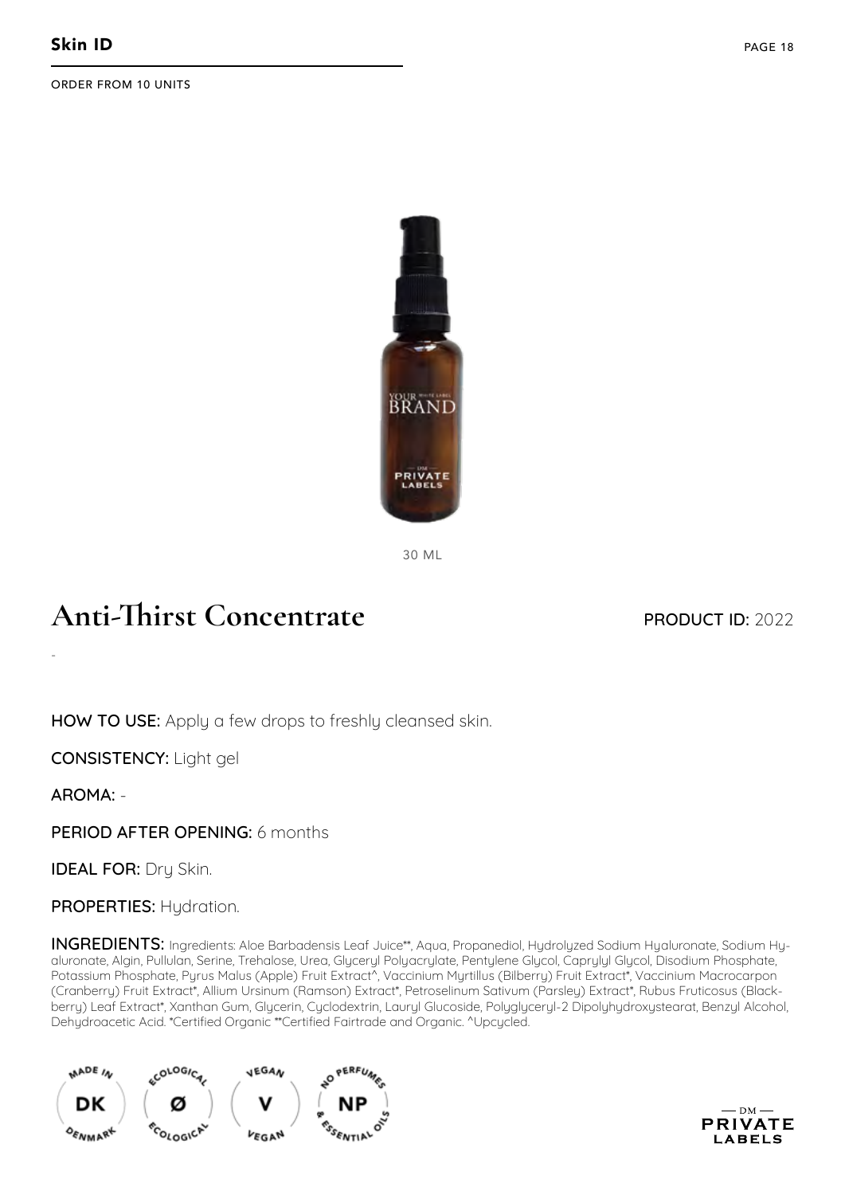**Skin ID**

ORDER FROM 10 UNITS

30 ML

# Anti-Thirst Concentrate

**PRODUCT ID:** 2022

-

**HOW TO USE:** Apply a few drops to freshly cleansed skin.

**CONSISTENCY:** Light gel

**AROMA:** -

**PERIOD AFTER OPENING:** 6 months

**IDEAL FOR:** Dry Skin.

**PROPERTIES:** Hydration.

**INGREDIENTS:** Ingredients: Aloe Barbadensis Leaf Juice**, Aqua, Propanediol, Hydrolyzed Sodium Hyaluronate, Sodium Hyaluronate, Algin, Pullulan, Serine, Trehalose, Urea, Glyceryl Polyacrylate, Pentylene Glycol, Caprylyl Glycol, Disodium Phosphate, Potassium Phosphate, Pyrus Malus (Apple) Fruit Extract^, Vaccinium Myrtillus (Bilberry) Fruit Extract*, Vaccinium Macrocarpon (Cranberry) Fruit Extract*, Allium Ursinum (Ramson) Extract*, Petroselinum Sativum (Parsley) Extract*, Rubus Fruticosus (Blackberry) Leaf Extract*, Xanthan Gum, Glycerin, Cyclodextrin, Lauryl Glucoside, Polyglyceryl-2 Dipolyhydroxystearat, Benzyl Alcohol, Dehydroacetic Acid. *Certified Organic **Certified Fairtrade and Organic. ^Upcycled.

MADE IN DK DENMARK | ECOLOGICAL Ø ECOLOGICAL | VEGAN V VEGAN | NO PERFUMES NP & ESSENTIAL OILS

— DM — PRIVATE LABELS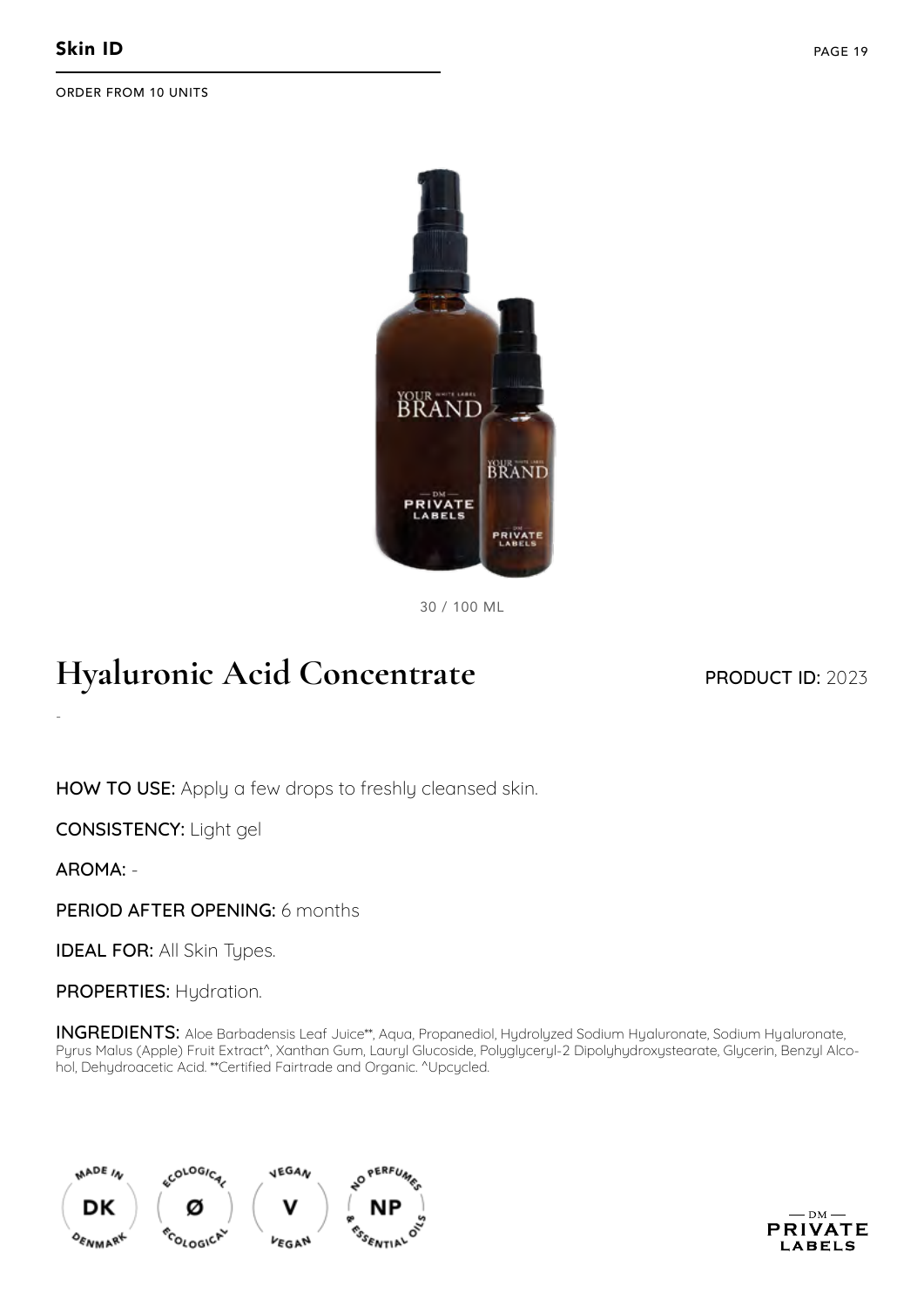**Skin ID**

ORDER FROM 10 UNITS

30 / 100 ML

# Hyaluronic Acid Concentrate

**PRODUCT ID:** 2023

-

**HOW TO USE:** Apply a few drops to freshly cleansed skin.

**CONSISTENCY:** Light gel

**AROMA:** -

**PERIOD AFTER OPENING:** 6 months

**IDEAL FOR:** All Skin Types.

**PROPERTIES:** Hydration.

**INGREDIENTS:** Aloe Barbadensis Leaf Juice**, Aqua, Propanediol, Hydrolyzed Sodium Hyaluronate, Sodium Hyaluronate, Pyrus Malus (Apple) Fruit Extract^, Xanthan Gum, Lauryl Glucoside, Polyglyceryl-2 Dipolyhydroxystearate, Glycerin, Benzyl Alcohol, Dehydroacetic Acid. **Certified Fairtrade and Organic. ^Upcycled.

MADE IN DK DENMARK · ECOLOGICAL Ø ECOLOGICAL · VEGAN V VEGAN · NO PERFUMES NP & ESSENTIAL OILS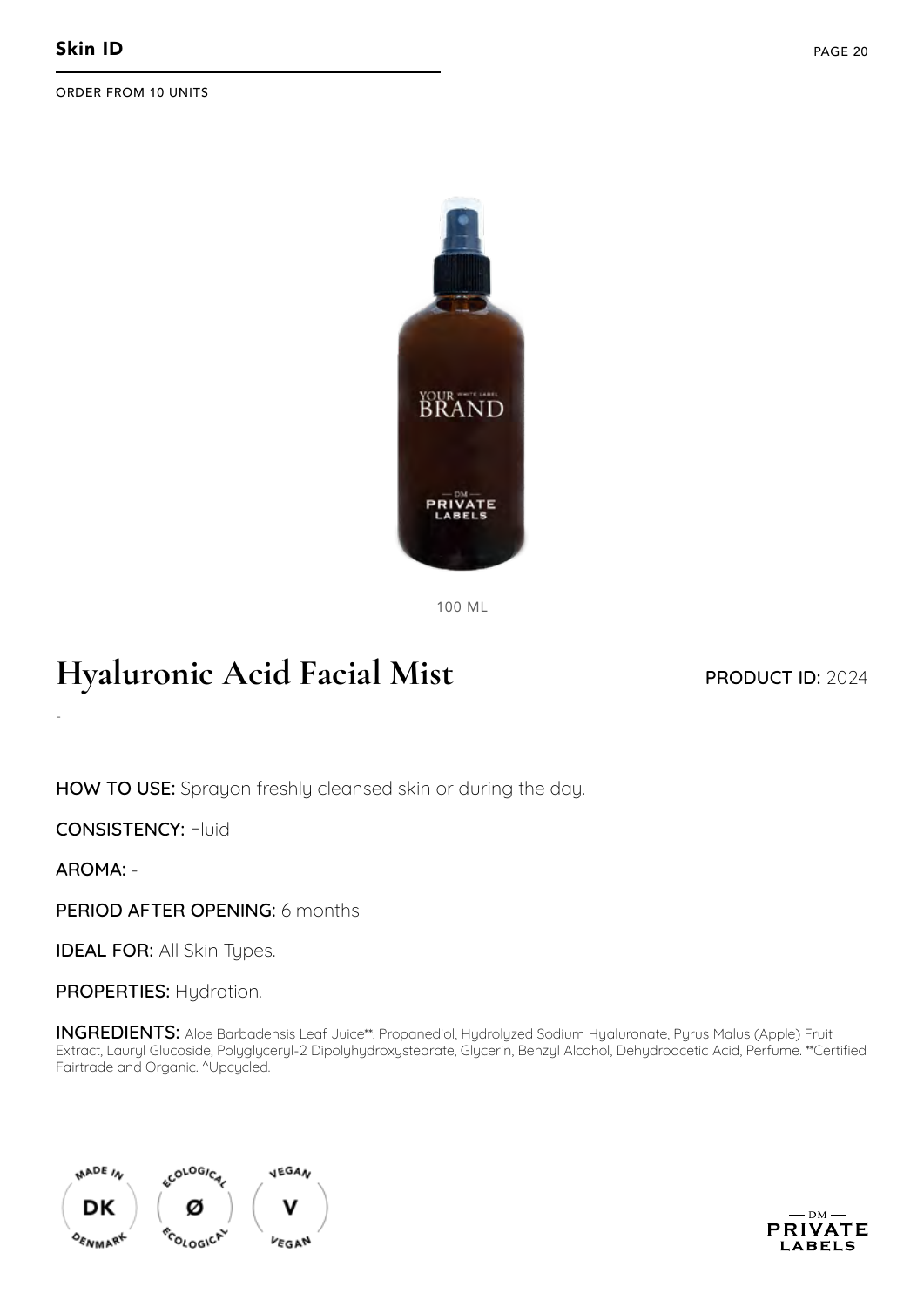ORDER FROM 10 UNITS

100 ML

# Hyaluronic Acid Facial Mist

**PRODUCT ID:** 2024

-

**HOW TO USE:** Sprayon freshly cleansed skin or during the day.

**CONSISTENCY:** Fluid

**AROMA:** -

**PERIOD AFTER OPENING:** 6 months

**IDEAL FOR:** All Skin Types.

**PROPERTIES:** Hydration.

**INGREDIENTS:** Aloe Barbadensis Leaf Juice**, Propanediol, Hydrolyzed Sodium Hyaluronate, Pyrus Malus (Apple) Fruit Extract, Lauryl Glucoside, Polyglyceryl-2 Dipolyhydroxystearate, Glycerin, Benzyl Alcohol, Dehydroacetic Acid, Perfume. **Certified Fairtrade and Organic. ^Upcycled.

MADE IN DK DENMARK · ECOLOGICAL Ø ECOLOGICAL · VEGAN V VEGAN

— DM — PRIVATE LABELS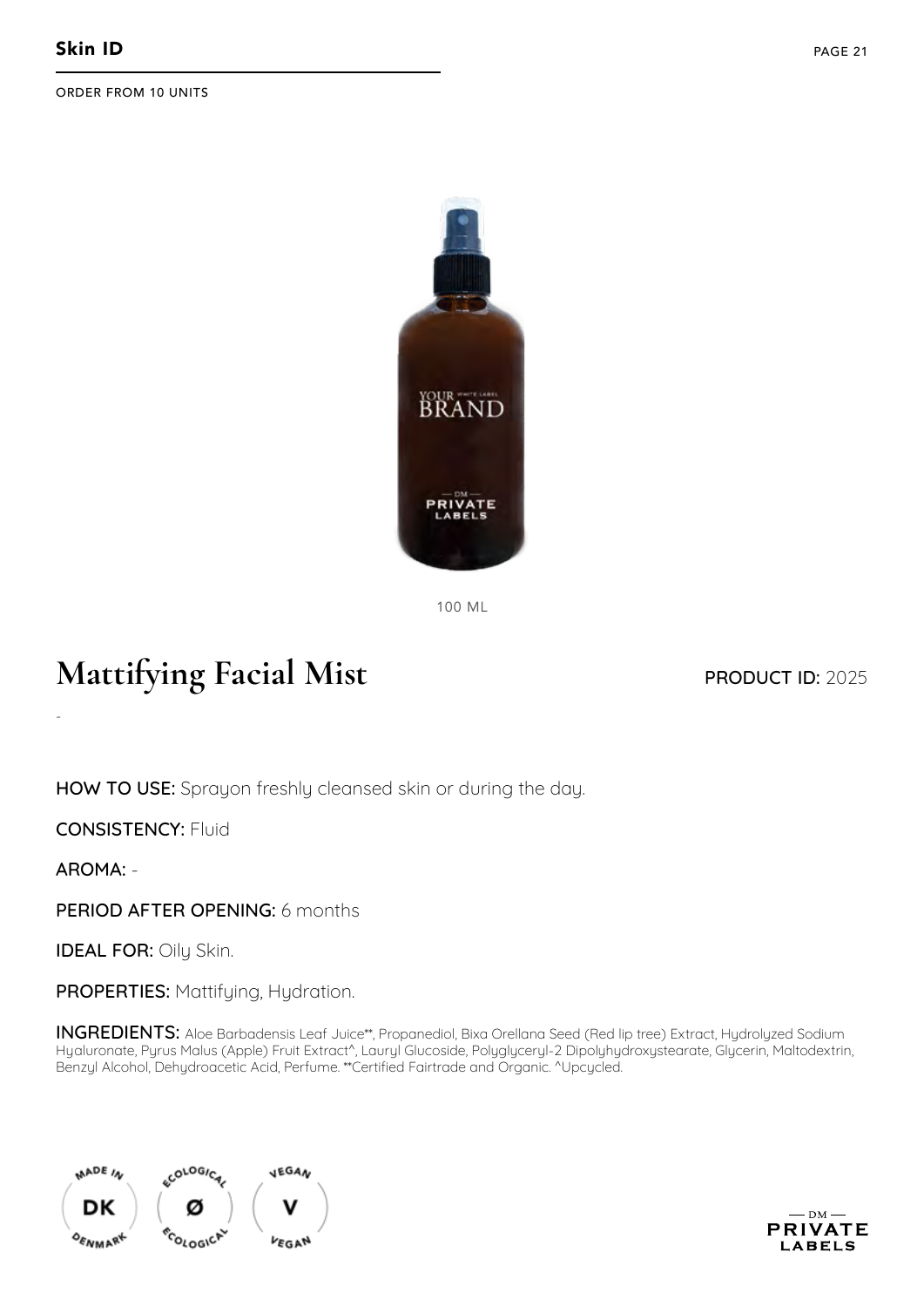## Skin ID

ORDER FROM 10 UNITS

100 ML

# Mattifying Facial Mist

**PRODUCT ID:** 2025

-

**HOW TO USE:** Sprayon freshly cleansed skin or during the day.

**CONSISTENCY:** Fluid

**AROMA:** -

**PERIOD AFTER OPENING:** 6 months

**IDEAL FOR:** Oily Skin.

**PROPERTIES:** Mattifying, Hydration.

**INGREDIENTS:** Aloe Barbadensis Leaf Juice**, Propanediol, Bixa Orellana Seed (Red lip tree) Extract, Hydrolyzed Sodium Hyaluronate, Pyrus Malus (Apple) Fruit Extract^, Lauryl Glucoside, Polyglyceryl-2 Dipolyhydroxystearate, Glycerin, Maltodextrin, Benzyl Alcohol, Dehydroacetic Acid, Perfume. **Certified Fairtrade and Organic. ^Upcycled.

MADE IN DK DENMARK · ECOLOGICAL Ø ECOLOGICAL · VEGAN V VEGAN

DM PRIVATE LABELS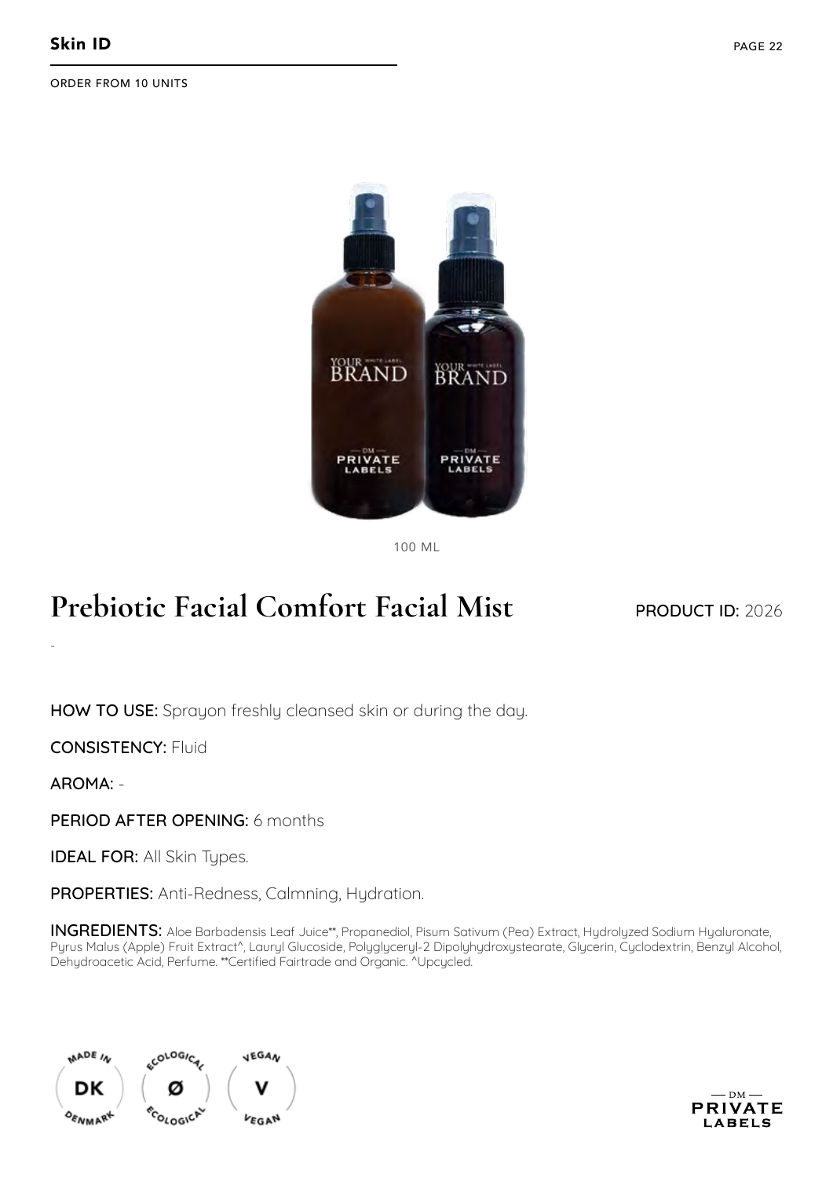**Skin ID**

ORDER FROM 10 UNITS

100 ML

# Prebiotic Facial Comfort Facial Mist

**PRODUCT ID:** 2026

-

**HOW TO USE:** Sprayon freshly cleansed skin or during the day.

**CONSISTENCY:** Fluid

**AROMA:** -

**PERIOD AFTER OPENING:** 6 months

**IDEAL FOR:** All Skin Types.

**PROPERTIES:** Anti-Redness, Calmning, Hydration.

**INGREDIENTS:** Aloe Barbadensis Leaf Juice**, Propanediol, Pisum Sativum (Pea) Extract, Hydrolyzed Sodium Hyaluronate, Pyrus Malus (Apple) Fruit Extract^, Lauryl Glucoside, Polyglyceryl-2 Dipolyhydroxystearate, Glycerin, Cyclodextrin, Benzyl Alcohol, Dehydroacetic Acid, Perfume. **Certified Fairtrade and Organic. ^Upcycled.

MADE IN DK DENMARK · ECOLOGICAL Ø ECOLOGICAL · VEGAN V VEGAN

— DM — PRIVATE LABELS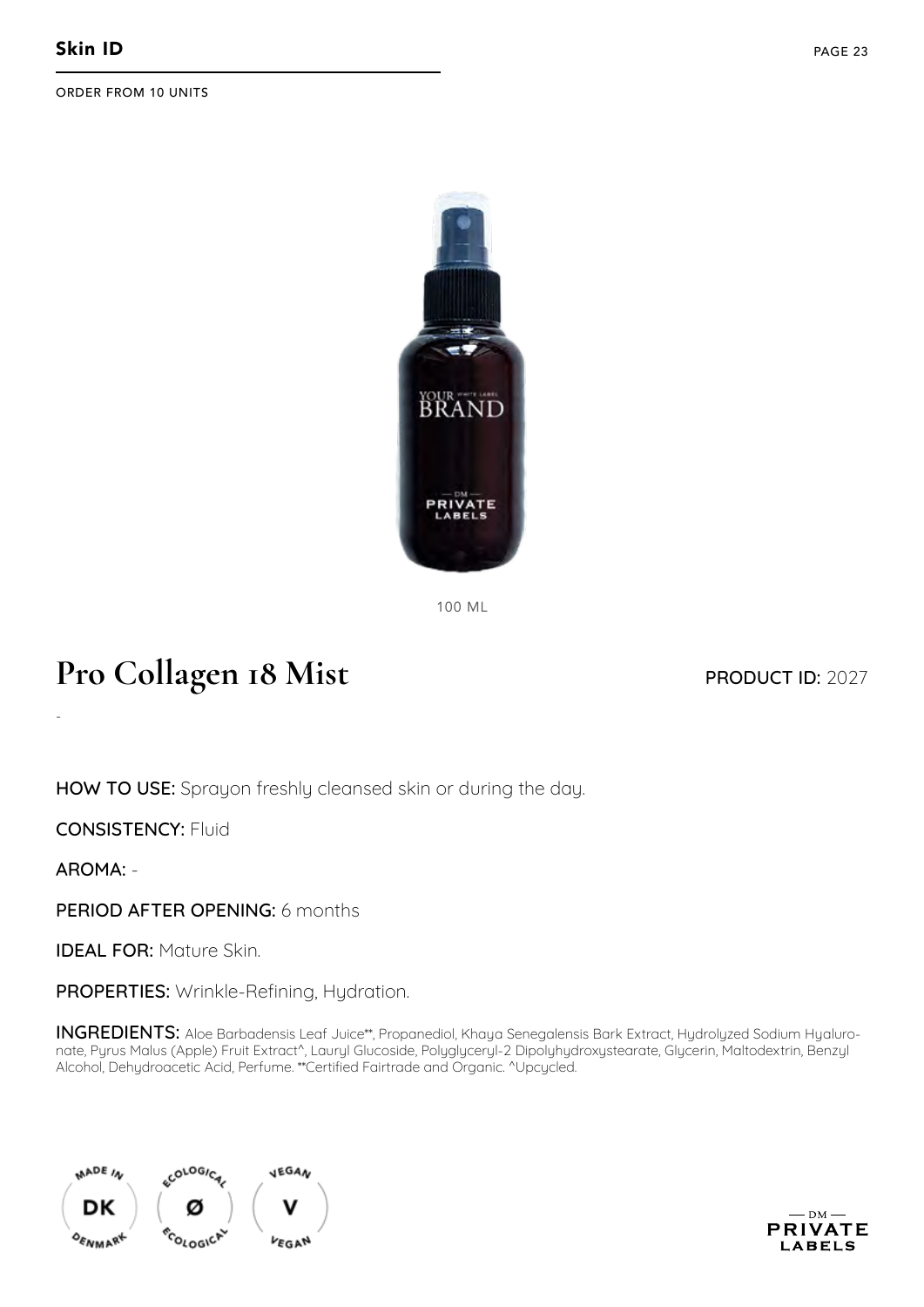ORDER FROM 10 UNITS

100 ML

# Pro Collagen 18 Mist

**PRODUCT ID:** 2027

-

**HOW TO USE:** Sprayon freshly cleansed skin or during the day.

**CONSISTENCY:** Fluid

**AROMA:** -

**PERIOD AFTER OPENING:** 6 months

**IDEAL FOR:** Mature Skin.

**PROPERTIES:** Wrinkle-Refining, Hydration.

**INGREDIENTS:** Aloe Barbadensis Leaf Juice**, Propanediol, Khaya Senegalensis Bark Extract, Hydrolyzed Sodium Hyaluronate, Pyrus Malus (Apple) Fruit Extract^, Lauryl Glucoside, Polyglyceryl-2 Dipolyhydroxystearate, Glycerin, Maltodextrin, Benzyl Alcohol, Dehydroacetic Acid, Perfume. **Certified Fairtrade and Organic. ^Upcycled.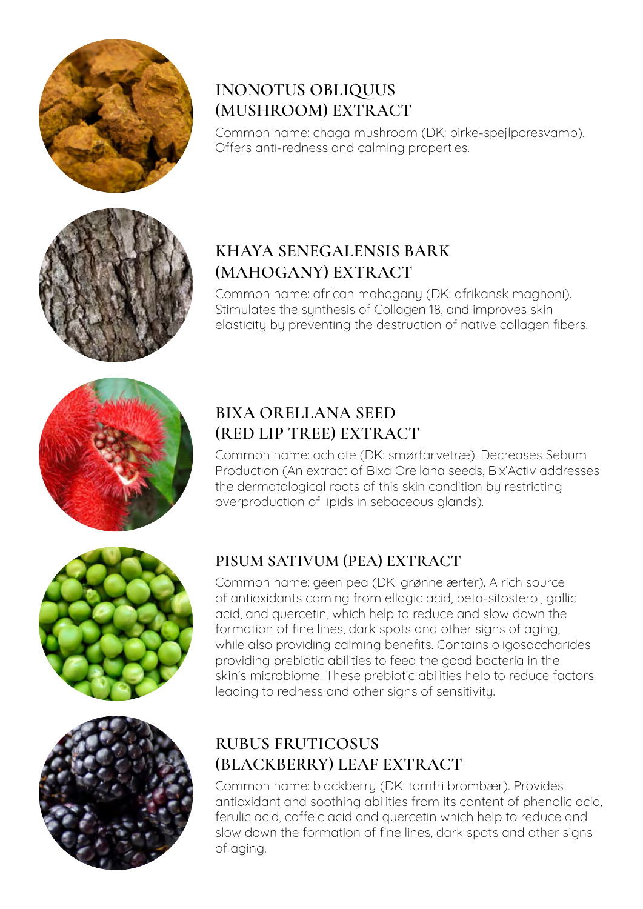## INONOTUS OBLIQUUS (MUSHROOM) EXTRACT

Common name: chaga mushroom (DK: birke-spejlporesvamp). Offers anti-redness and calming properties.

## KHAYA SENEGALENSIS BARK (MAHOGANY) EXTRACT

Common name: african mahogany (DK: afrikansk maghoni). Stimulates the synthesis of Collagen 18, and improves skin elasticity by preventing the destruction of native collagen fibers.

## BIXA ORELLANA SEED (RED LIP TREE) EXTRACT

Common name: achiote (DK: smørfarvetræ). Decreases Sebum Production (An extract of Bixa Orellana seeds, Bix'Activ addresses the dermatological roots of this skin condition by restricting overproduction of lipids in sebaceous glands).

## PISUM SATIVUM (PEA) EXTRACT

Common name: geen pea (DK: grønne ærter). A rich source of antioxidants coming from ellagic acid, beta-sitosterol, gallic acid, and quercetin, which help to reduce and slow down the formation of fine lines, dark spots and other signs of aging, while also providing calming benefits. Contains oligosaccharides providing prebiotic abilities to feed the good bacteria in the skin's microbiome. These prebiotic abilities help to reduce factors leading to redness and other signs of sensitivity.

## RUBUS FRUTICOSUS (BLACKBERRY) LEAF EXTRACT

Common name: blackberry (DK: tornfri brombær). Provides antioxidant and soothing abilities from its content of phenolic acid, ferulic acid, caffeic acid and quercetin which help to reduce and slow down the formation of fine lines, dark spots and other signs of aging.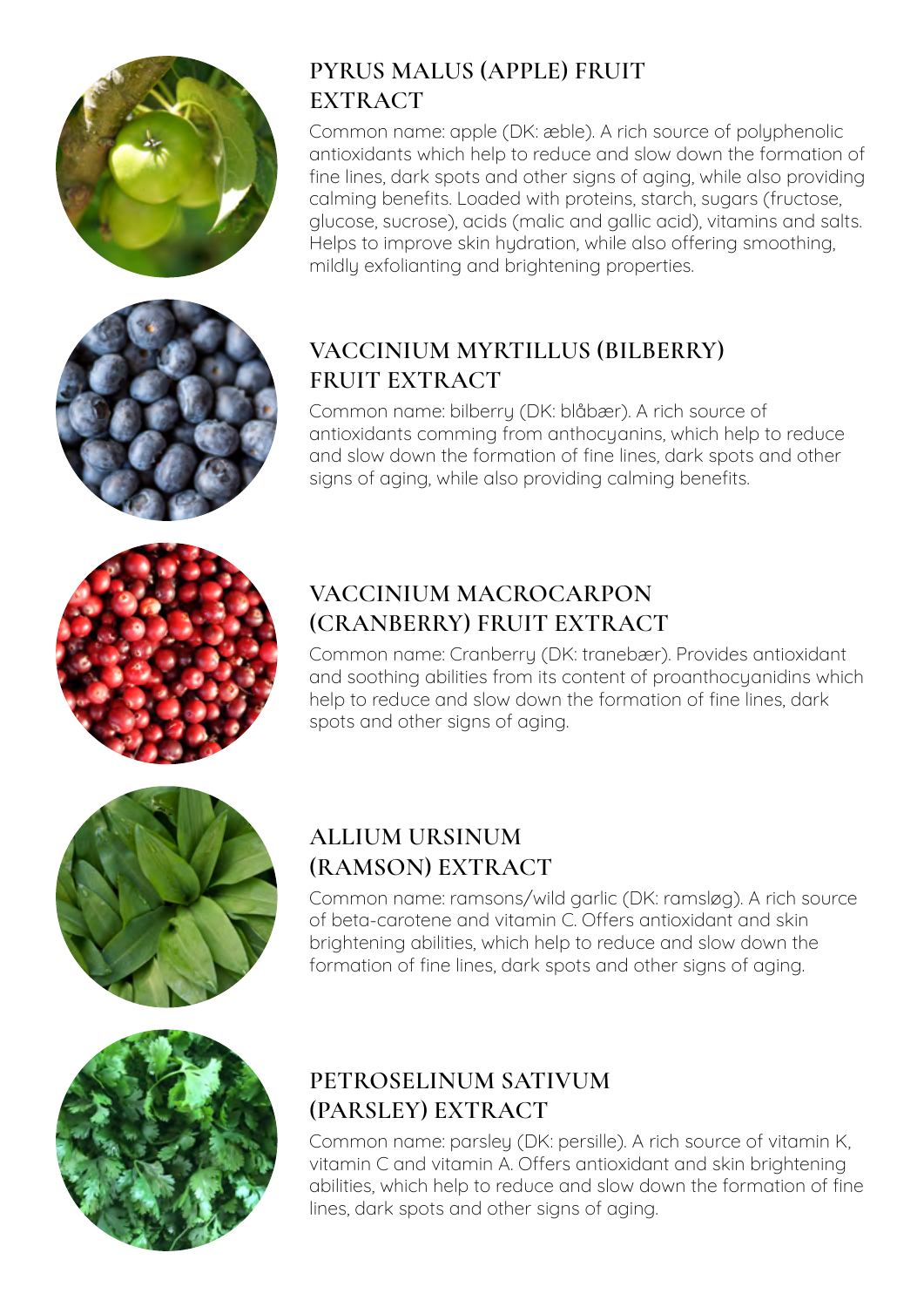## PYRUS MALUS (APPLE) FRUIT EXTRACT

Common name: apple (DK: æble). A rich source of polyphenolic antioxidants which help to reduce and slow down the formation of fine lines, dark spots and other signs of aging, while also providing calming benefits. Loaded with proteins, starch, sugars (fructose, glucose, sucrose), acids (malic and gallic acid), vitamins and salts. Helps to improve skin hydration, while also offering smoothing, mildly exfolianting and brightening properties.

## VACCINIUM MYRTILLUS (BILBERRY) FRUIT EXTRACT

Common name: bilberry (DK: blåbær). A rich source of antioxidants comming from anthocyanins, which help to reduce and slow down the formation of fine lines, dark spots and other signs of aging, while also providing calming benefits.

## VACCINIUM MACROCARPON (CRANBERRY) FRUIT EXTRACT

Common name: Cranberry (DK: tranebær). Provides antioxidant and soothing abilities from its content of proanthocyanidins which help to reduce and slow down the formation of fine lines, dark spots and other signs of aging.

## ALLIUM URSINUM (RAMSON) EXTRACT

Common name: ramsons/wild garlic (DK: ramsløg). A rich source of beta-carotene and vitamin C. Offers antioxidant and skin brightening abilities, which help to reduce and slow down the formation of fine lines, dark spots and other signs of aging.

## PETROSELINUM SATIVUM (PARSLEY) EXTRACT

Common name: parsley (DK: persille). A rich source of vitamin K, vitamin C and vitamin A. Offers antioxidant and skin brightening abilities, which help to reduce and slow down the formation of fine lines, dark spots and other signs of aging.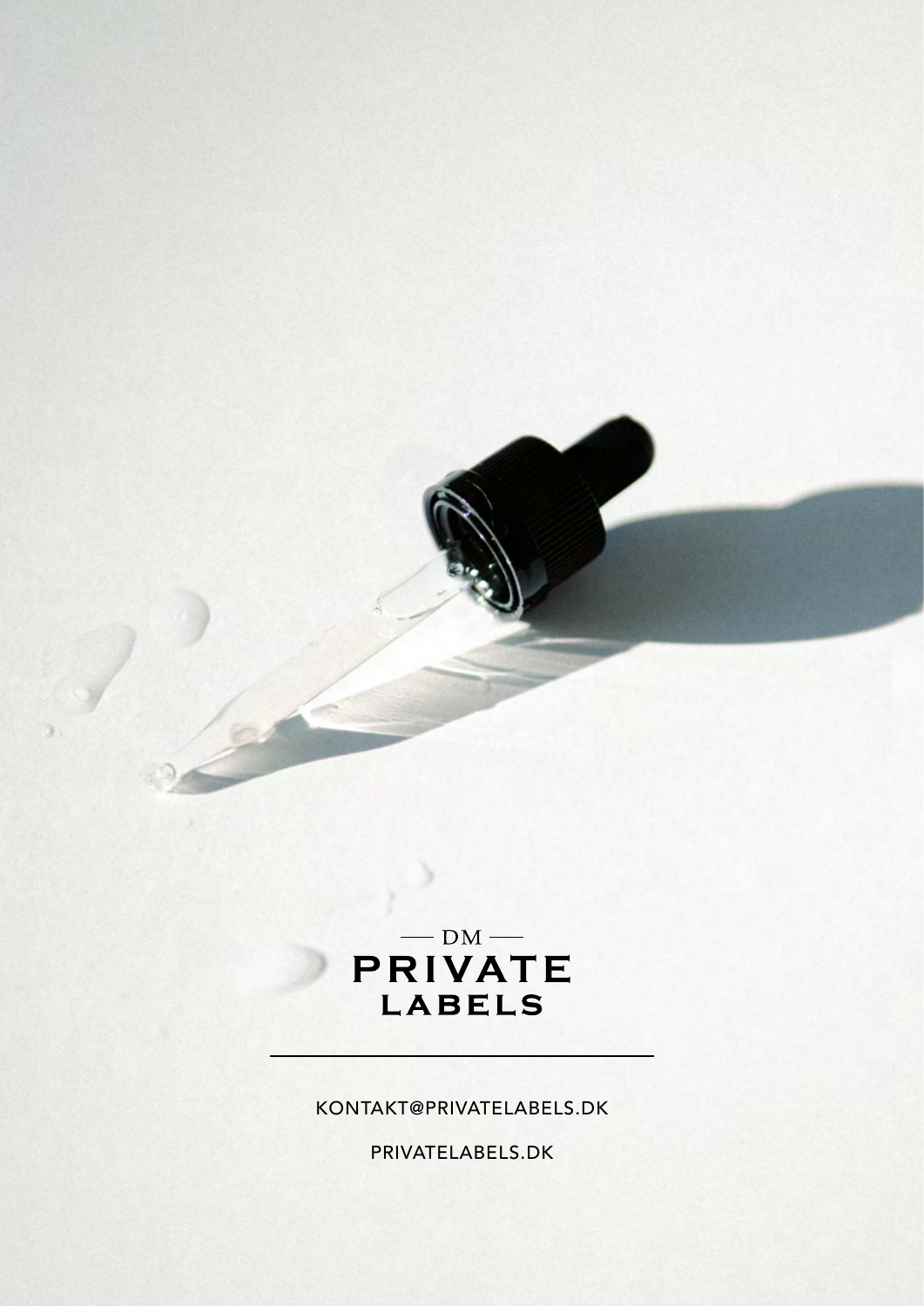— DM —
PRIVATE
LABELS

KONTAKT@PRIVATELABELS.DK

PRIVATELABELS.DK